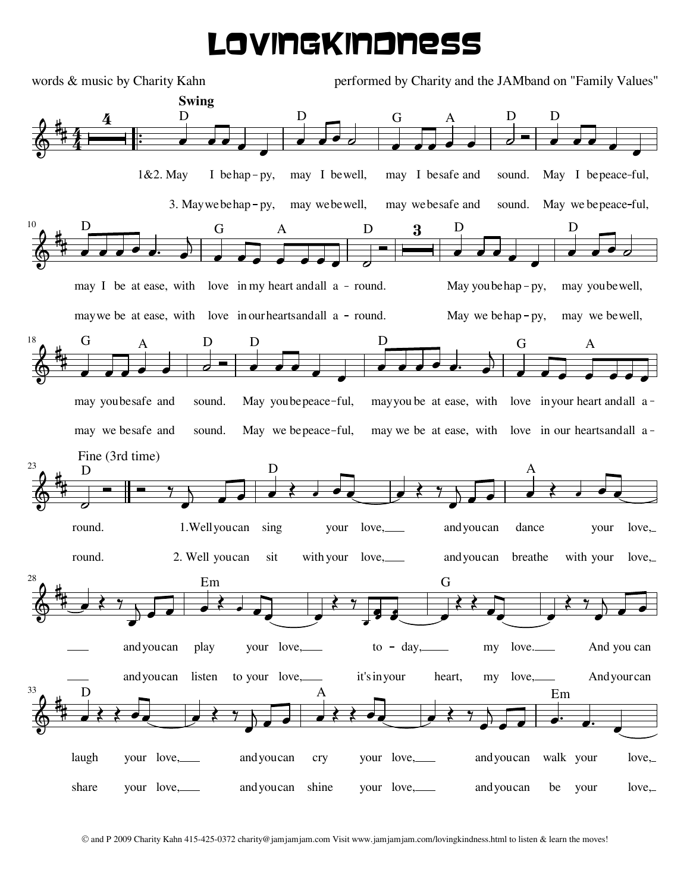# Lovingkindness

words & music by Charity Kahn

performed by Charity and the JAMband on "Family Values"

**Swing**

1&2. May I be hap-py, may I be well, may I be safe and sound. May I be peace-ful, may I be at ease, with love in my heart and all a-round. May you be hap-py, may you be well, may you be safe and sound. May you be peace-ful, may you be at ease, with love in your heart and all a-round.

3. May we be hap-py, may we be well, may we be safe and sound. May we be peace-ful, may we be at ease, with love in our hearts and all a-round. May we be hap-py, may we be well, may we be safe and sound. May we be peace-ful, may we be at ease, with love in our hearts and all a-round.

Fine (3rd time)

1. Well you can sing your love, and you can dance your love, and you can play your love, to-day, my love. And you can laugh your love, and you can cry your love, and you can walk your love,

2. Well you can sit with your love, and you can breathe with your love, and you can listen to your love, it's in your heart, my love, And your can share your love, and you can shine your love, and you can be your love,

© and P 2009 Charity Kahn 415-425-0372 charity@jamjamjam.com Visit www.jamjamjam.com/lovingkindness.html to listen & learn the moves!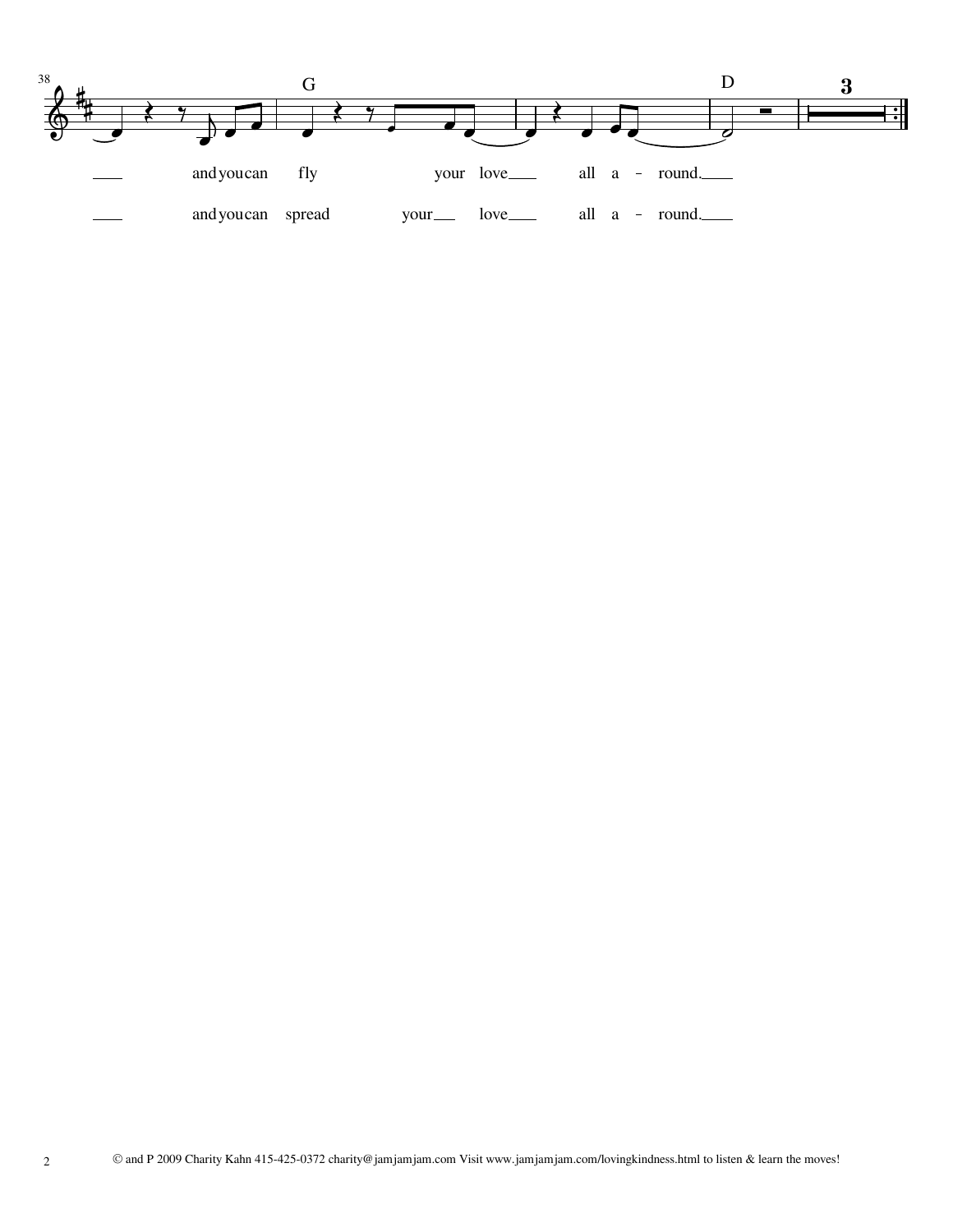38

G

D

3

and you can fly your love all a - round.

and you can spread your love all a - round.

© and P 2009 Charity Kahn 415-425-0372 charity@jamjamjam.com Visit www.jamjamjam.com/lovingkindness.html to listen & learn the moves!